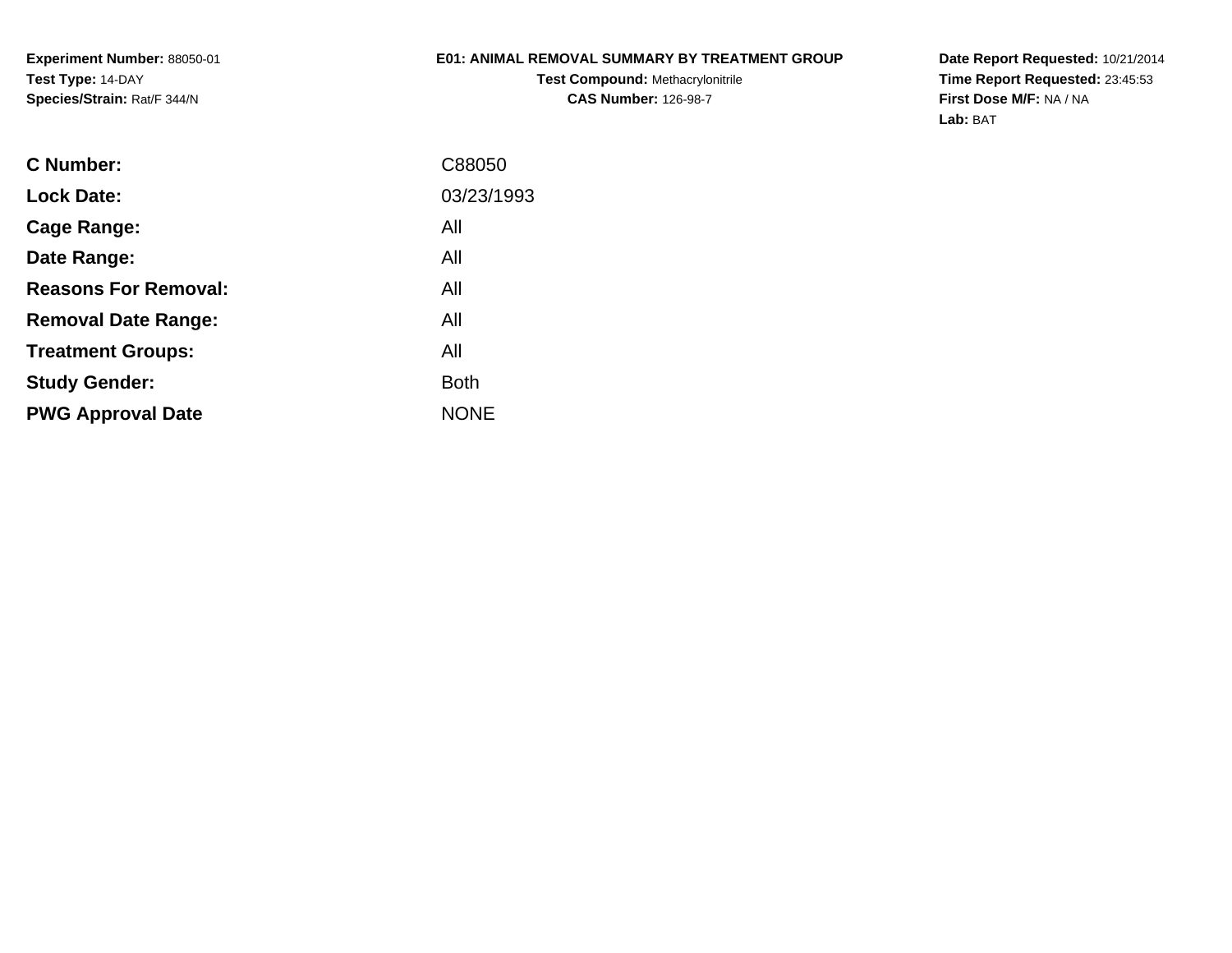**Experiment Number:** 88050-01
**Test Type:** 14-DAY
**Species/Strain:** Rat/F 344/N

# E01: ANIMAL REMOVAL SUMMARY BY TREATMENT GROUP

**Test Compound:** Methacrylonitrile
**CAS Number:** 126-98-7

**Date Report Requested:** 10/21/2014
**Time Report Requested:** 23:45:53
**First Dose M/F:** NA / NA
**Lab:** BAT

| | |
|---|---|
| **C Number:** | C88050 |
| **Lock Date:** | 03/23/1993 |
| **Cage Range:** | All |
| **Date Range:** | All |
| **Reasons For Removal:** | All |
| **Removal Date Range:** | All |
| **Treatment Groups:** | All |
| **Study Gender:** | Both |
| **PWG Approval Date** | NONE |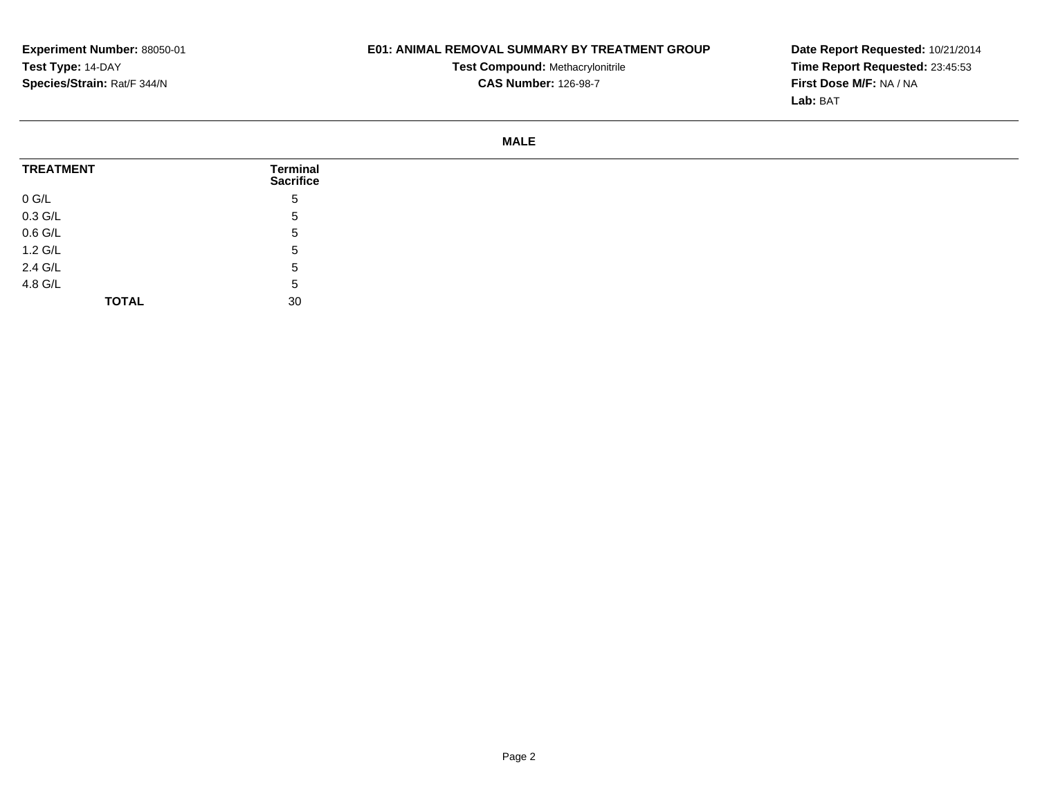**Experiment Number:** 88050-01
**Test Type:** 14-DAY
**Species/Strain:** Rat/F 344/N

**E01: ANIMAL REMOVAL SUMMARY BY TREATMENT GROUP**
**Test Compound:** Methacrylonitrile
**CAS Number:** 126-98-7

**Date Report Requested:** 10/21/2014
**Time Report Requested:** 23:45:53
**First Dose M/F:** NA / NA
**Lab:** BAT

**MALE**

| TREATMENT | Terminal Sacrifice |
|---|---|
| 0 G/L | 5 |
| 0.3 G/L | 5 |
| 0.6 G/L | 5 |
| 1.2 G/L | 5 |
| 2.4 G/L | 5 |
| 4.8 G/L | 5 |
| **TOTAL** | 30 |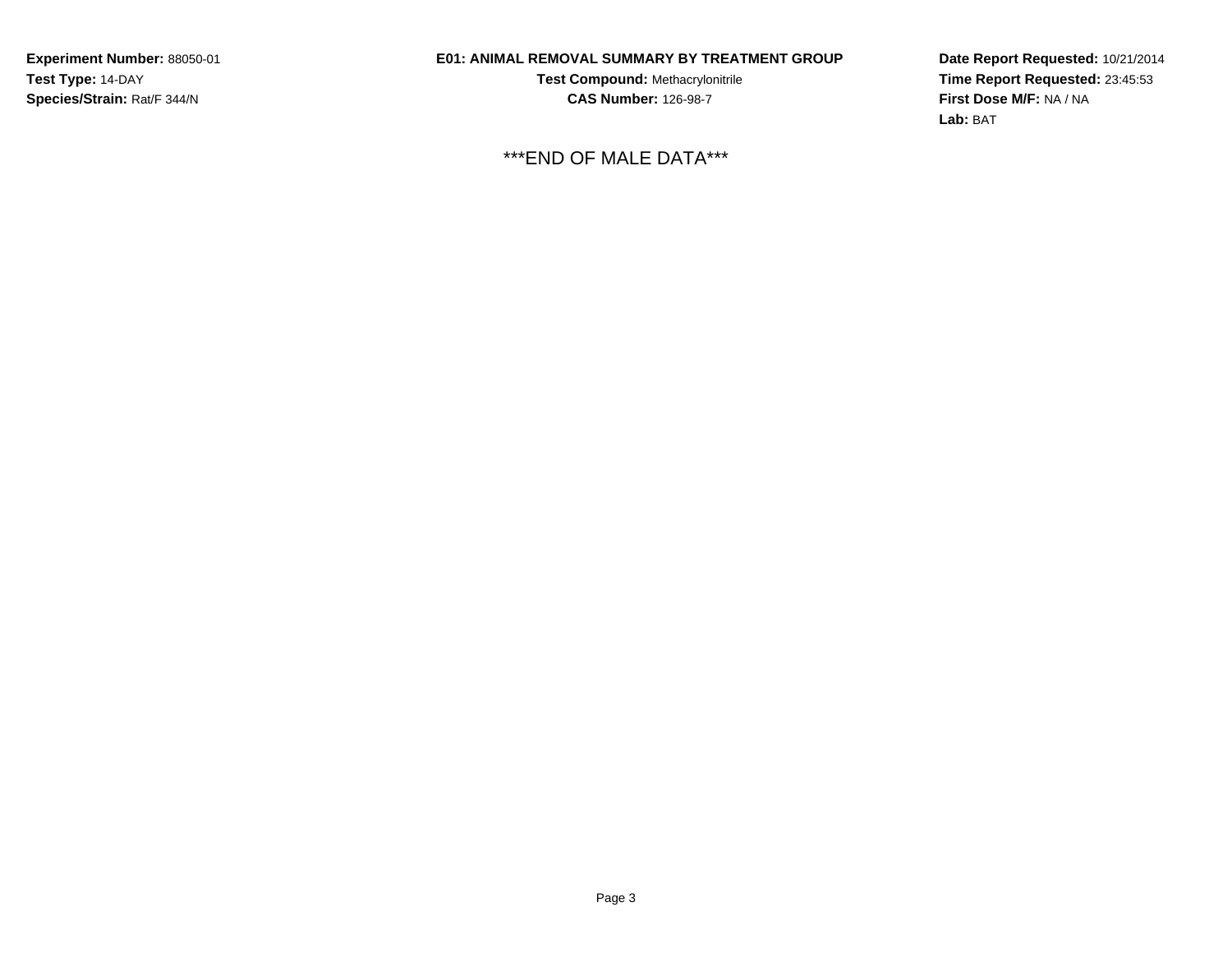**Experiment Number:** 88050-01
**Test Type:** 14-DAY
**Species/Strain:** Rat/F 344/N

**E01: ANIMAL REMOVAL SUMMARY BY TREATMENT GROUP**
**Test Compound:** Methacrylonitrile
**CAS Number:** 126-98-7

**Date Report Requested:** 10/21/2014
**Time Report Requested:** 23:45:53
**First Dose M/F:** NA / NA
**Lab:** BAT

***END OF MALE DATA***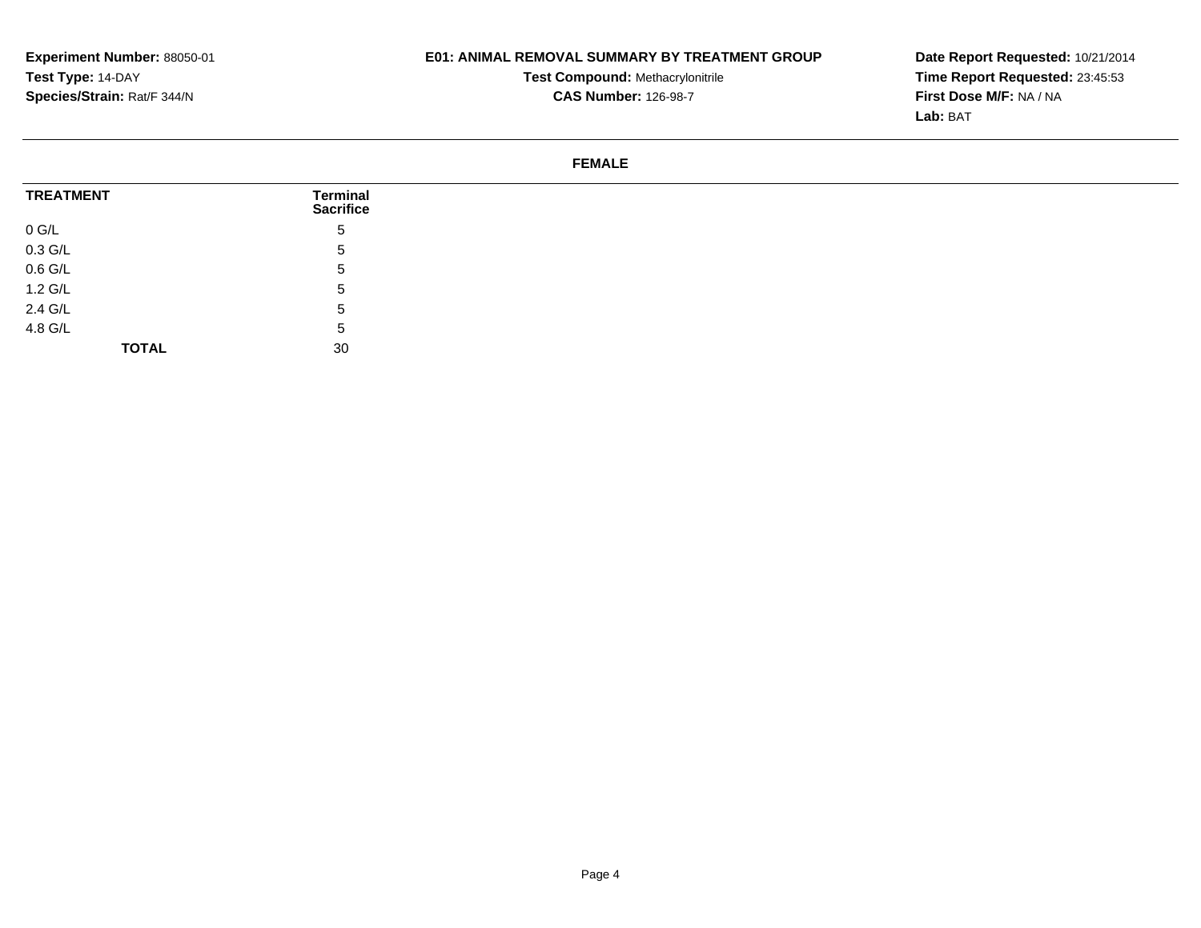**Experiment Number:** 88050-01
**Test Type:** 14-DAY
**Species/Strain:** Rat/F 344/N

**E01: ANIMAL REMOVAL SUMMARY BY TREATMENT GROUP**
**Test Compound:** Methacrylonitrile
**CAS Number:** 126-98-7

**Date Report Requested:** 10/21/2014
**Time Report Requested:** 23:45:53
**First Dose M/F:** NA / NA
**Lab:** BAT

**FEMALE**

| TREATMENT | Terminal Sacrifice |
|---|---|
| 0 G/L | 5 |
| 0.3 G/L | 5 |
| 0.6 G/L | 5 |
| 1.2 G/L | 5 |
| 2.4 G/L | 5 |
| 4.8 G/L | 5 |
| **TOTAL** | 30 |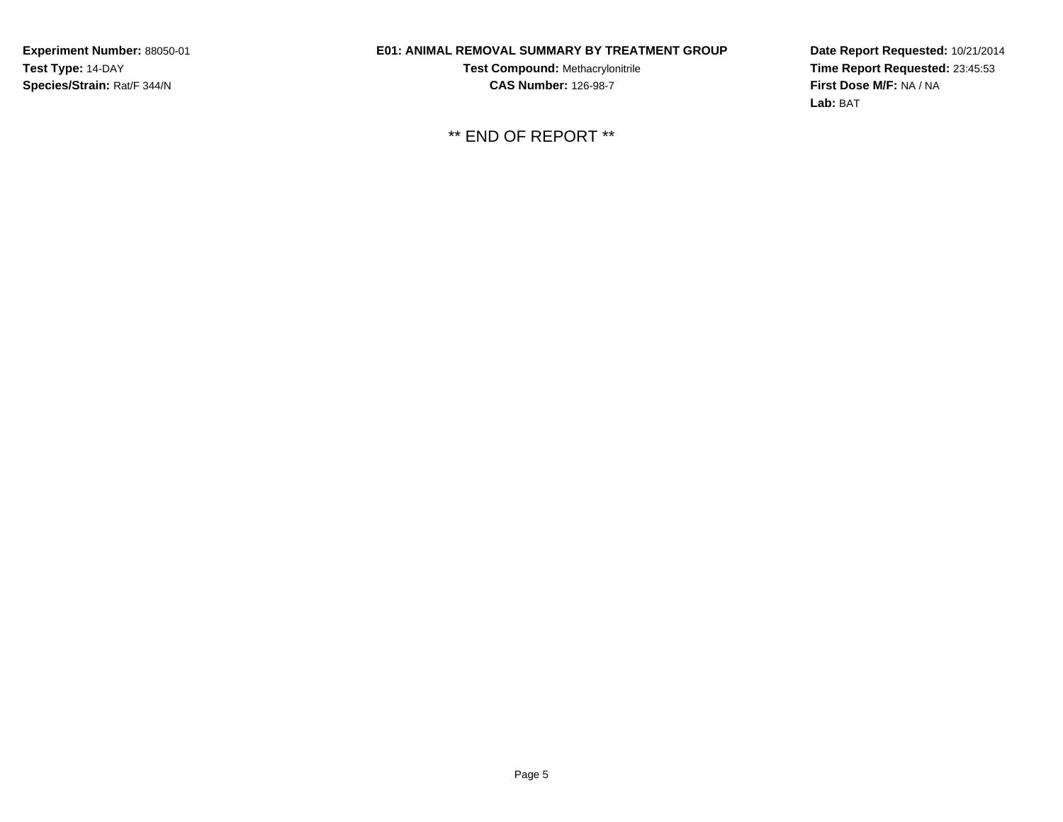**Experiment Number:** 88050-01
**Test Type:** 14-DAY
**Species/Strain:** Rat/F 344/N

**E01: ANIMAL REMOVAL SUMMARY BY TREATMENT GROUP**
**Test Compound:** Methacrylonitrile
**CAS Number:** 126-98-7

**Date Report Requested:** 10/21/2014
**Time Report Requested:** 23:45:53
**First Dose M/F:** NA / NA
**Lab:** BAT

** END OF REPORT **